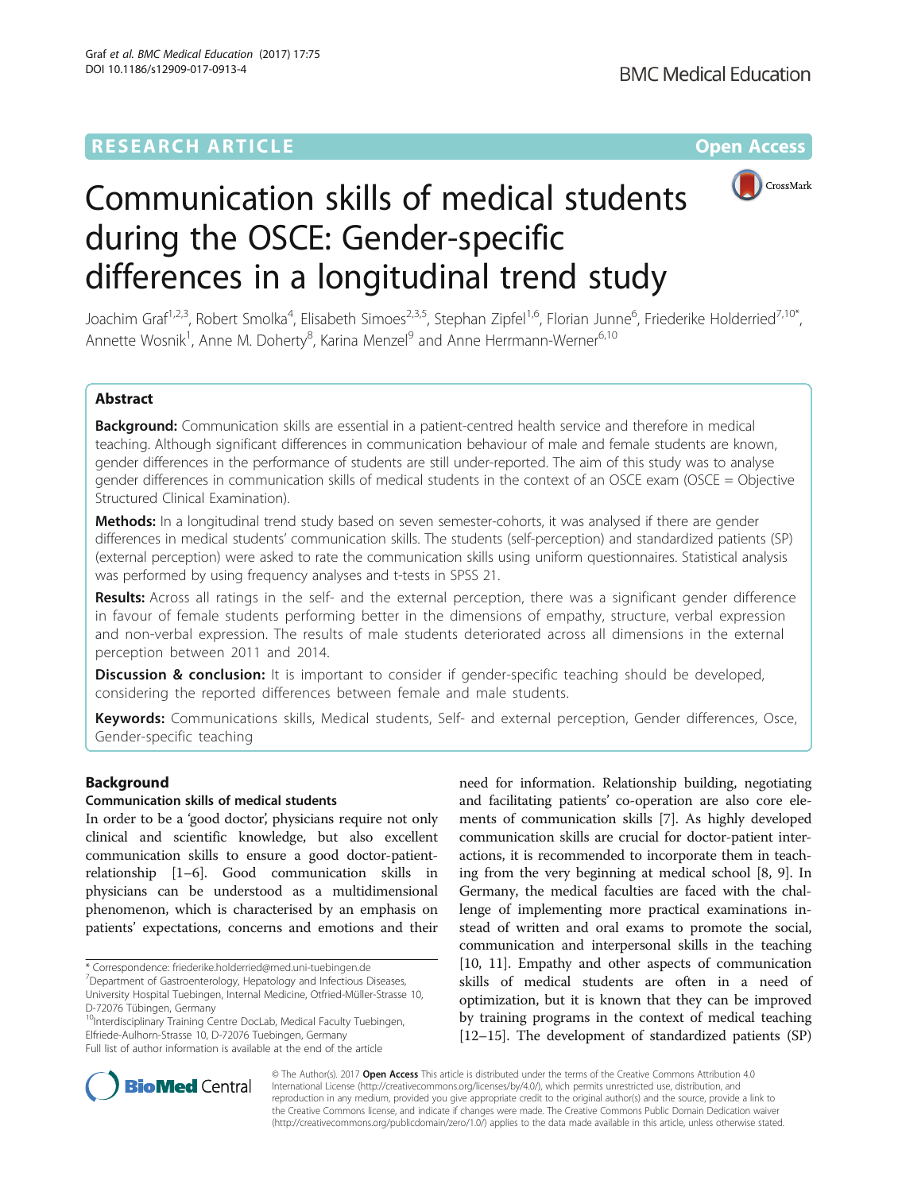RESEARCH ARTICLE

Open Access

# Communication skills of medical students during the OSCE: Gender-specific differences in a longitudinal trend study

Joachim Graf[1,2,3], Robert Smolka[4], Elisabeth Simoes[2,3,5], Stephan Zipfel[1,6], Florian Junne[6], Friederike Holderried[7,10*], Annette Wosnik[1], Anne M. Doherty[8], Karina Menzel[9] and Anne Herrmann-Werner[6,10]

## Abstract

**Background:** Communication skills are essential in a patient-centred health service and therefore in medical teaching. Although significant differences in communication behaviour of male and female students are known, gender differences in the performance of students are still under-reported. The aim of this study was to analyse gender differences in communication skills of medical students in the context of an OSCE exam (OSCE = Objective Structured Clinical Examination).

**Methods:** In a longitudinal trend study based on seven semester-cohorts, it was analysed if there are gender differences in medical students' communication skills. The students (self-perception) and standardized patients (SP) (external perception) were asked to rate the communication skills using uniform questionnaires. Statistical analysis was performed by using frequency analyses and t-tests in SPSS 21.

**Results:** Across all ratings in the self- and the external perception, there was a significant gender difference in favour of female students performing better in the dimensions of empathy, structure, verbal expression and non-verbal expression. The results of male students deteriorated across all dimensions in the external perception between 2011 and 2014.

**Discussion & conclusion:** It is important to consider if gender-specific teaching should be developed, considering the reported differences between female and male students.

**Keywords:** Communications skills, Medical students, Self- and external perception, Gender differences, Osce, Gender-specific teaching

## Background

### Communication skills of medical students

In order to be a 'good doctor', physicians require not only clinical and scientific knowledge, but also excellent communication skills to ensure a good doctor-patient-relationship [1–6]. Good communication skills in physicians can be understood as a multidimensional phenomenon, which is characterised by an emphasis on patients' expectations, concerns and emotions and their need for information. Relationship building, negotiating and facilitating patients' co-operation are also core elements of communication skills [7]. As highly developed communication skills are crucial for doctor-patient interactions, it is recommended to incorporate them in teaching from the very beginning at medical school [8, 9]. In Germany, the medical faculties are faced with the challenge of implementing more practical examinations instead of written and oral exams to promote the social, communication and interpersonal skills in the teaching [10, 11]. Empathy and other aspects of communication skills of medical students are often in a need of optimization, but it is known that they can be improved by training programs in the context of medical teaching [12–15]. The development of standardized patients (SP)

\* Correspondence: friederike.holderried@med.uni-tuebingen.de
[7]Department of Gastroenterology, Hepatology and Infectious Diseases, University Hospital Tuebingen, Internal Medicine, Otfried-Müller-Strasse 10, D-72076 Tübingen, Germany
[10]Interdisciplinary Training Centre DocLab, Medical Faculty Tuebingen, Elfriede-Aulhorn-Strasse 10, D-72076 Tuebingen, Germany
Full list of author information is available at the end of the article

© The Author(s). 2017 **Open Access** This article is distributed under the terms of the Creative Commons Attribution 4.0 International License (http://creativecommons.org/licenses/by/4.0/), which permits unrestricted use, distribution, and reproduction in any medium, provided you give appropriate credit to the original author(s) and the source, provide a link to the Creative Commons license, and indicate if changes were made. The Creative Commons Public Domain Dedication waiver (http://creativecommons.org/publicdomain/zero/1.0/) applies to the data made available in this article, unless otherwise stated.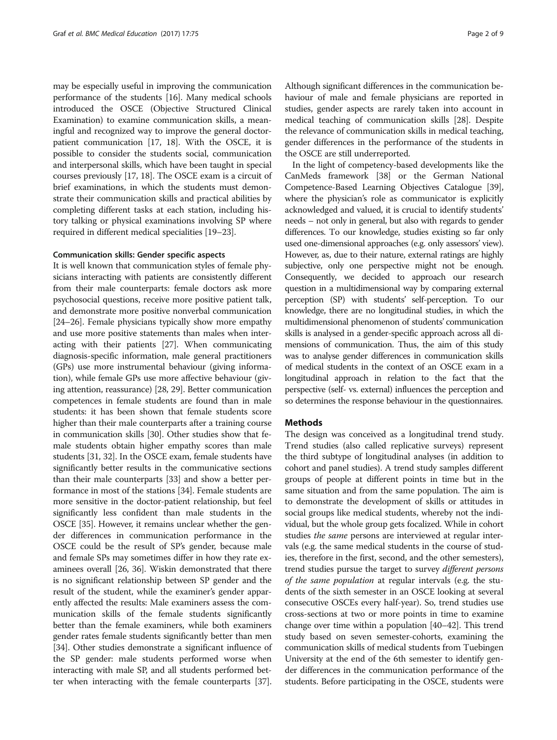may be especially useful in improving the communication performance of the students [16]. Many medical schools introduced the OSCE (Objective Structured Clinical Examination) to examine communication skills, a meaningful and recognized way to improve the general doctor-patient communication [17, 18]. With the OSCE, it is possible to consider the students social, communication and interpersonal skills, which have been taught in special courses previously [17, 18]. The OSCE exam is a circuit of brief examinations, in which the students must demonstrate their communication skills and practical abilities by completing different tasks at each station, including history talking or physical examinations involving SP where required in different medical specialities [19–23].

### Communication skills: Gender specific aspects

It is well known that communication styles of female physicians interacting with patients are consistently different from their male counterparts: female doctors ask more psychosocial questions, receive more positive patient talk, and demonstrate more positive nonverbal communication [24–26]. Female physicians typically show more empathy and use more positive statements than males when interacting with their patients [27]. When communicating diagnosis-specific information, male general practitioners (GPs) use more instrumental behaviour (giving information), while female GPs use more affective behaviour (giving attention, reassurance) [28, 29]. Better communication competences in female students are found than in male students: it has been shown that female students score higher than their male counterparts after a training course in communication skills [30]. Other studies show that female students obtain higher empathy scores than male students [31, 32]. In the OSCE exam, female students have significantly better results in the communicative sections than their male counterparts [33] and show a better performance in most of the stations [34]. Female students are more sensitive in the doctor-patient relationship, but feel significantly less confident than male students in the OSCE [35]. However, it remains unclear whether the gender differences in communication performance in the OSCE could be the result of SP's gender, because male and female SPs may sometimes differ in how they rate examinees overall [26, 36]. Wiskin demonstrated that there is no significant relationship between SP gender and the result of the student, while the examiner's gender apparently affected the results: Male examiners assess the communication skills of the female students significantly better than the female examiners, while both examiners gender rates female students significantly better than men [34]. Other studies demonstrate a significant influence of the SP gender: male students performed worse when interacting with male SP, and all students performed better when interacting with the female counterparts [37]. Although significant differences in the communication behaviour of male and female physicians are reported in studies, gender aspects are rarely taken into account in medical teaching of communication skills [28]. Despite the relevance of communication skills in medical teaching, gender differences in the performance of the students in the OSCE are still underreported.

In the light of competency-based developments like the CanMeds framework [38] or the German National Competence-Based Learning Objectives Catalogue [39], where the physician's role as communicator is explicitly acknowledged and valued, it is crucial to identify students' needs – not only in general, but also with regards to gender differences. To our knowledge, studies existing so far only used one-dimensional approaches (e.g. only assessors' view). However, as, due to their nature, external ratings are highly subjective, only one perspective might not be enough. Consequently, we decided to approach our research question in a multidimensional way by comparing external perception (SP) with students' self-perception. To our knowledge, there are no longitudinal studies, in which the multidimensional phenomenon of students' communication skills is analysed in a gender-specific approach across all dimensions of communication. Thus, the aim of this study was to analyse gender differences in communication skills of medical students in the context of an OSCE exam in a longitudinal approach in relation to the fact that the perspective (self- vs. external) influences the perception and so determines the response behaviour in the questionnaires.

## Methods

The design was conceived as a longitudinal trend study. Trend studies (also called replicative surveys) represent the third subtype of longitudinal analyses (in addition to cohort and panel studies). A trend study samples different groups of people at different points in time but in the same situation and from the same population. The aim is to demonstrate the development of skills or attitudes in social groups like medical students, whereby not the individual, but the whole group gets focalized. While in cohort studies *the same* persons are interviewed at regular intervals (e.g. the same medical students in the course of studies, therefore in the first, second, and the other semesters), trend studies pursue the target to survey *different persons of the same population* at regular intervals (e.g. the students of the sixth semester in an OSCE looking at several consecutive OSCEs every half-year). So, trend studies use cross-sections at two or more points in time to examine change over time within a population [40–42]. This trend study based on seven semester-cohorts, examining the communication skills of medical students from Tuebingen University at the end of the 6th semester to identify gender differences in the communication performance of the students. Before participating in the OSCE, students were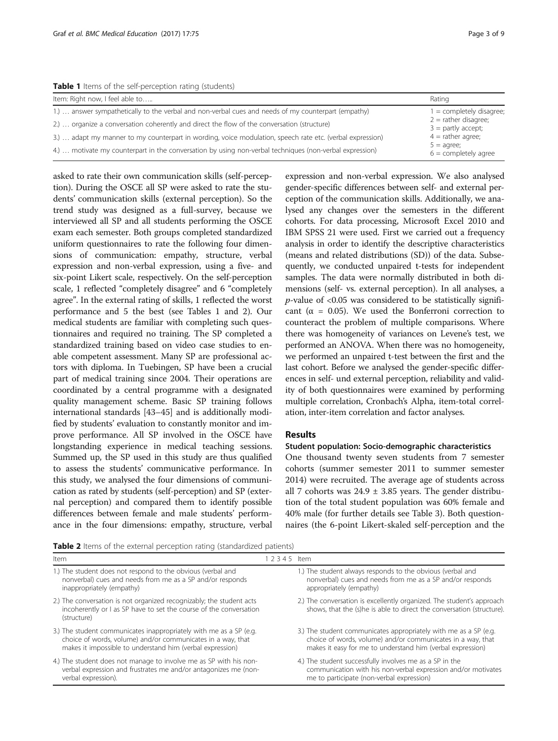**Table 1** Items of the self-perception rating (students)

| Item: Right now, I feel able to….. | Rating |
|---|---|
| 1.) … answer sympathetically to the verbal and non-verbal cues and needs of my counterpart (empathy) | 1 = completely disagree; 2 = rather disagree; 3 = partly accept; 4 = rather agree; 5 = agree; 6 = completely agree |
| 2.) … organize a conversation coherently and direct the flow of the conversation (structure) | |
| 3.) … adapt my manner to my counterpart in wording, voice modulation, speech rate etc. (verbal expression) | |
| 4.) … motivate my counterpart in the conversation by using non-verbal techniques (non-verbal expression) | |

asked to rate their own communication skills (self-perception). During the OSCE all SP were asked to rate the students' communication skills (external perception). So the trend study was designed as a full-survey, because we interviewed all SP and all students performing the OSCE exam each semester. Both groups completed standardized uniform questionnaires to rate the following four dimensions of communication: empathy, structure, verbal expression and non-verbal expression, using a five- and six-point Likert scale, respectively. On the self-perception scale, 1 reflected "completely disagree" and 6 "completely agree". In the external rating of skills, 1 reflected the worst performance and 5 the best (see Tables 1 and 2). Our medical students are familiar with completing such questionnaires and required no training. The SP completed a standardized training based on video case studies to enable competent assessment. Many SP are professional actors with diploma. In Tuebingen, SP have been a crucial part of medical training since 2004. Their operations are coordinated by a central programme with a designated quality management scheme. Basic SP training follows international standards [43–45] and is additionally modified by students' evaluation to constantly monitor and improve performance. All SP involved in the OSCE have longstanding experience in medical teaching sessions. Summed up, the SP used in this study are thus qualified to assess the students' communicative performance. In this study, we analysed the four dimensions of communication as rated by students (self-perception) and SP (external perception) and compared them to identify possible differences between female and male students' performance in the four dimensions: empathy, structure, verbal expression and non-verbal expression. We also analysed gender-specific differences between self- and external perception of the communication skills. Additionally, we analysed any changes over the semesters in the different cohorts. For data processing, Microsoft Excel 2010 and IBM SPSS 21 were used. First we carried out a frequency analysis in order to identify the descriptive characteristics (means and related distributions (SD)) of the data. Subsequently, we conducted unpaired t-tests for independent samples. The data were normally distributed in both dimensions (self- vs. external perception). In all analyses, a $p$-value of $<0.05$ was considered to be statistically significant ($\alpha = 0.05$). We used the Bonferroni correction to counteract the problem of multiple comparisons. Where there was homogeneity of variances on Levene's test, we performed an ANOVA. When there was no homogeneity, we performed an unpaired t-test between the first and the last cohort. Before we analysed the gender-specific differences in self- und external perception, reliability and validity of both questionnaires were examined by performing multiple correlation, Cronbach's Alpha, item-total correlation, inter-item correlation and factor analyses.

## Results

### Student population: Socio-demographic characteristics

One thousand twenty seven students from 7 semester cohorts (summer semester 2011 to summer semester 2014) were recruited. The average age of students across all 7 cohorts was $24.9 \pm 3.85$ years. The gender distribution of the total student population was 60% female and 40% male (for further details see Table 3). Both questionnaires (the 6-point Likert-skaled self-perception and the

**Table 2** Items of the external perception rating (standardized patients)

| Item | 1 2 3 4 5 | Item |
|---|---|---|
| 1.) The student does not respond to the obvious (verbal and nonverbal) cues and needs from me as a SP and/or responds inappropriately (empathy) | | 1.) The student always responds to the obvious (verbal and nonverbal) cues and needs from me as a SP and/or responds appropriately (empathy) |
| 2.) The conversation is not organized recognizably; the student acts incoherently or I as SP have to set the course of the conversation (structure) | | 2.) The conversation is excellently organized. The student's approach shows, that the (s)he is able to direct the conversation (structure). |
| 3.) The student communicates inappropriately with me as a SP (e.g. choice of words, volume) and/or communicates in a way, that makes it impossible to understand him (verbal expression) | | 3.) The student communicates appropriately with me as a SP (e.g. choice of words, volume) and/or communicates in a way, that makes it easy for me to understand him (verbal expression) |
| 4.) The student does not manage to involve me as SP with his non-verbal expression and frustrates me and/or antagonizes me (non-verbal expression). | | 4.) The student successfully involves me as a SP in the communication with his non-verbal expression and/or motivates me to participate (non-verbal expression) |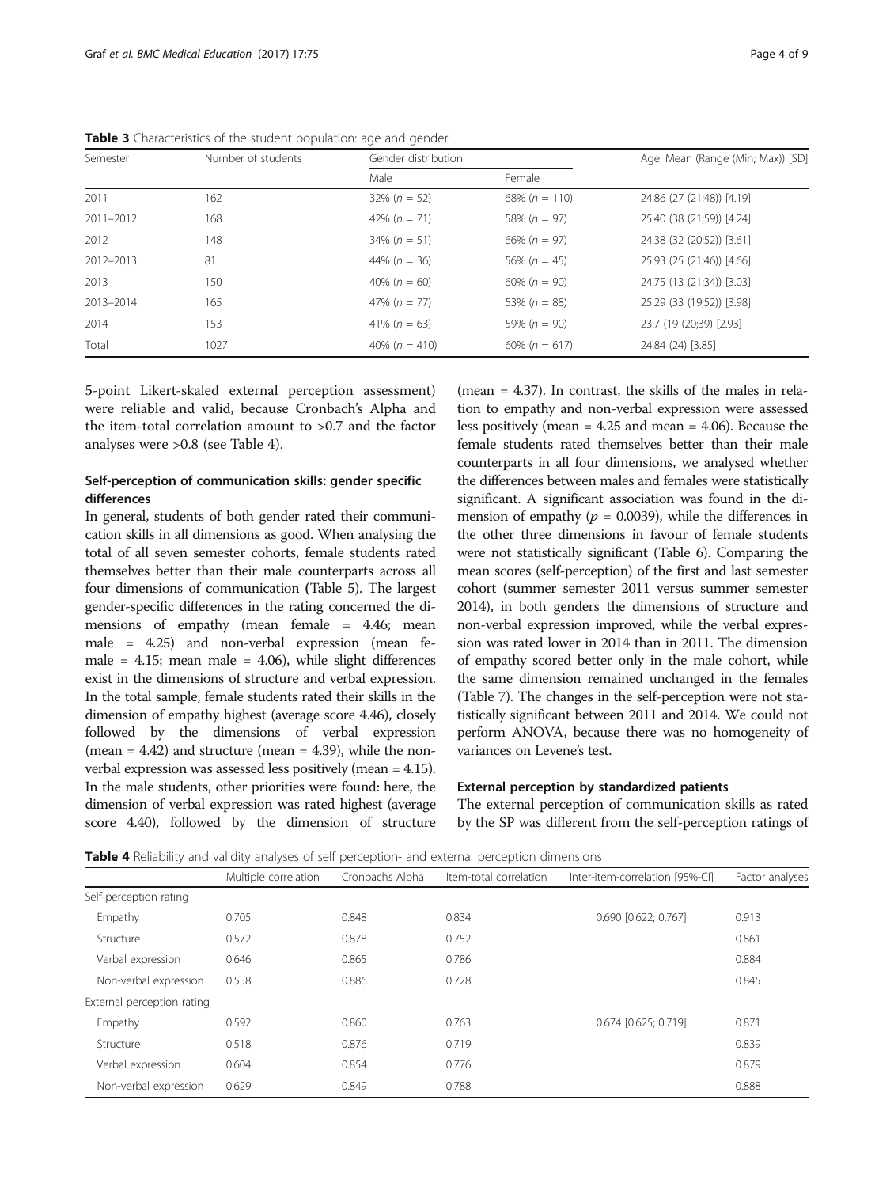**Table 3** Characteristics of the student population: age and gender

| Semester | Number of students | Gender distribution | | Age: Mean (Range (Min; Max)) [SD] |
|---|---|---|---|---|
| | | Male | Female | |
| 2011 | 162 | 32% ($n = 52$) | 68% ($n = 110$) | 24.86 (27 (21;48)) [4.19] |
| 2011–2012 | 168 | 42% ($n = 71$) | 58% ($n = 97$) | 25.40 (38 (21;59)) [4.24] |
| 2012 | 148 | 34% ($n = 51$) | 66% ($n = 97$) | 24.38 (32 (20;52)) [3.61] |
| 2012–2013 | 81 | 44% ($n = 36$) | 56% ($n = 45$) | 25.93 (25 (21;46)) [4.66] |
| 2013 | 150 | 40% ($n = 60$) | 60% ($n = 90$) | 24.75 (13 (21;34)) [3.03] |
| 2013–2014 | 165 | 47% ($n = 77$) | 53% ($n = 88$) | 25.29 (33 (19;52)) [3.98] |
| 2014 | 153 | 41% ($n = 63$) | 59% ($n = 90$) | 23.7 (19 (20;39) [2.93] |
| Total | 1027 | 40% ($n = 410$) | 60% ($n = 617$) | 24.84 (24) [3.85] |

5-point Likert-skaled external perception assessment) were reliable and valid, because Cronbach's Alpha and the item-total correlation amount to >0.7 and the factor analyses were >0.8 (see Table 4).

### Self-perception of communication skills: gender specific differences

In general, students of both gender rated their communication skills in all dimensions as good. When analysing the total of all seven semester cohorts, female students rated themselves better than their male counterparts across all four dimensions of communication (Table 5). The largest gender-specific differences in the rating concerned the dimensions of empathy (mean female = 4.46; mean male = 4.25) and non-verbal expression (mean female = 4.15; mean male = 4.06), while slight differences exist in the dimensions of structure and verbal expression. In the total sample, female students rated their skills in the dimension of empathy highest (average score 4.46), closely followed by the dimensions of verbal expression (mean = 4.42) and structure (mean = 4.39), while the non-verbal expression was assessed less positively (mean = 4.15). In the male students, other priorities were found: here, the dimension of verbal expression was rated highest (average score 4.40), followed by the dimension of structure (mean = 4.37). In contrast, the skills of the males in relation to empathy and non-verbal expression were assessed less positively (mean = 4.25 and mean = 4.06). Because the female students rated themselves better than their male counterparts in all four dimensions, we analysed whether the differences between males and females were statistically significant. A significant association was found in the dimension of empathy ($p = 0.0039$), while the differences in the other three dimensions in favour of female students were not statistically significant (Table 6). Comparing the mean scores (self-perception) of the first and last semester cohort (summer semester 2011 versus summer semester 2014), in both genders the dimensions of structure and non-verbal expression improved, while the verbal expression was rated lower in 2014 than in 2011. The dimension of empathy scored better only in the male cohort, while the same dimension remained unchanged in the females (Table 7). The changes in the self-perception were not statistically significant between 2011 and 2014. We could not perform ANOVA, because there was no homogeneity of variances on Levene's test.

### External perception by standardized patients

The external perception of communication skills as rated by the SP was different from the self-perception ratings of

**Table 4** Reliability and validity analyses of self perception- and external perception dimensions

| | Multiple correlation | Cronbachs Alpha | Item-total correlation | Inter-item-correlation [95%-CI] | Factor analyses |
|---|---|---|---|---|---|
| Self-perception rating | | | | | |
| Empathy | 0.705 | 0.848 | 0.834 | 0.690 [0.622; 0.767] | 0.913 |
| Structure | 0.572 | 0.878 | 0.752 | | 0.861 |
| Verbal expression | 0.646 | 0.865 | 0.786 | | 0.884 |
| Non-verbal expression | 0.558 | 0.886 | 0.728 | | 0.845 |
| External perception rating | | | | | |
| Empathy | 0.592 | 0.860 | 0.763 | 0.674 [0.625; 0.719] | 0.871 |
| Structure | 0.518 | 0.876 | 0.719 | | 0.839 |
| Verbal expression | 0.604 | 0.854 | 0.776 | | 0.879 |
| Non-verbal expression | 0.629 | 0.849 | 0.788 | | 0.888 |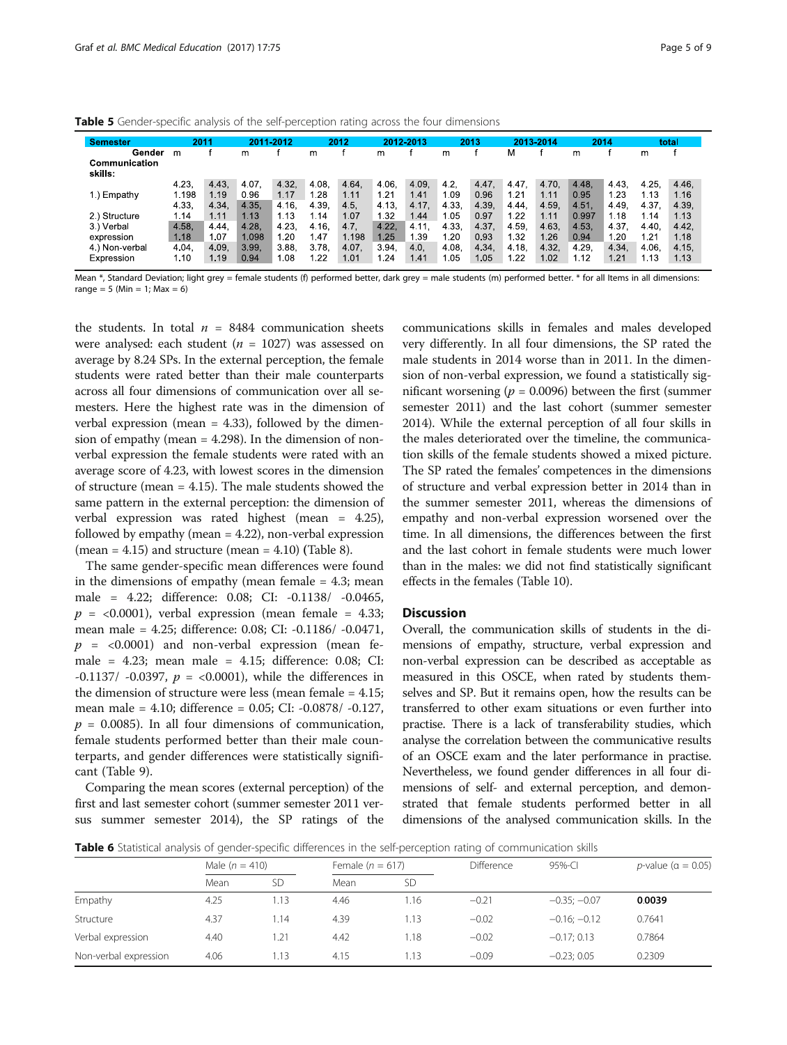**Table 5** Gender-specific analysis of the self-perception rating across the four dimensions

| Semester | 2011 | | 2011-2012 | | 2012 | | 2012-2013 | | 2013 | | 2013-2014 | | 2014 | | total | |
|---|---|---|---|---|---|---|---|---|---|---|---|---|---|---|---|---|
| Gender | m | f | m | f | m | f | m | f | m | f | M | f | m | f | m | f |
| Communication skills: | | | | | | | | | | | | | | | | |
| 1.) Empathy | 4.23, 1.198 | 4.43, 1.19 | 4.07, 0.96 | 4.32, 1.17 | 4.08, 1.28 | 4.64, 1.11 | 4.06, 1.21 | 4.09, 1.41 | 4.2, 1.09 | 4.47, 0.96 | 4.47, 1.21 | 4.70, 1.11 | 4.48, 0.95 | 4.43, 1.23 | 4.25, 1.13 | 4.46, 1.16 |
| 2.) Structure | 4.33, 1.14 | 4.34, 1.11 | 4.35, 1.13 | 4.16, 1.13 | 4.39, 1.14 | 4.5, 1.07 | 4.13, 1.32 | 4.17, 1.44 | 4.33, 1.05 | 4.39, 0.97 | 4.44, 1.22 | 4.59, 1.11 | 4.51, 0.997 | 4.49, 1.18 | 4.37, 1.14 | 4.39, 1.13 |
| 3.) Verbal expression | 4.58, 1.18 | 4.44, 1.07 | 4.28, 1.098 | 4.23, 1.20 | 4.16, 1.47 | 4.7, 1.198 | 4.22, 1.25 | 4.11, 1.39 | 4.33, 1.20 | 4.37, 0.93 | 4.59, 1.32 | 4.63, 1.26 | 4.53, 0.94 | 4.37, 1.20 | 4.40, 1.21 | 4.42, 1.18 |
| 4.) Non-verbal Expression | 4.04, 1.10 | 4.09, 1.19 | 3.99, 0.94 | 3.88, 1.08 | 3.78, 1.22 | 4.07, 1.01 | 3.94, 1.24 | 4.0, 1.41 | 4.08, 1.05 | 4.34, 1.05 | 4.18, 1.22 | 4.32, 1.02 | 4.29, 1.12 | 4.34, 1.21 | 4.06, 1.13 | 4.15, 1.13 |

Mean *, Standard Deviation; light grey = female students (f) performed better, dark grey = male students (m) performed better. * for all Items in all dimensions: range = 5 (Min = 1; Max = 6)

the students. In total $n$ = 8484 communication sheets were analysed: each student ($n$ = 1027) was assessed on average by 8.24 SPs. In the external perception, the female students were rated better than their male counterparts across all four dimensions of communication over all semesters. Here the highest rate was in the dimension of verbal expression (mean = 4.33), followed by the dimension of empathy (mean = 4.298). In the dimension of non-verbal expression the female students were rated with an average score of 4.23, with lowest scores in the dimension of structure (mean = 4.15). The male students showed the same pattern in the external perception: the dimension of verbal expression was rated highest (mean = 4.25), followed by empathy (mean = 4.22), non-verbal expression (mean = 4.15) and structure (mean = 4.10) (Table 8).

The same gender-specific mean differences were found in the dimensions of empathy (mean female = 4.3; mean male = 4.22; difference: 0.08; CI: -0.1138/ -0.0465, $p$ = <0.0001), verbal expression (mean female = 4.33; mean male = 4.25; difference: 0.08; CI: -0.1186/ -0.0471, $p$ = <0.0001) and non-verbal expression (mean female = 4.23; mean male = 4.15; difference: 0.08; CI: -0.1137/ -0.0397, $p$ = <0.0001), while the differences in the dimension of structure were less (mean female = 4.15; mean male = 4.10; difference = 0.05; CI: -0.0878/ -0.127, $p$ = 0.0085). In all four dimensions of communication, female students performed better than their male counterparts, and gender differences were statistically significant (Table 9).

Comparing the mean scores (external perception) of the first and last semester cohort (summer semester 2011 versus summer semester 2014), the SP ratings of the communications skills in females and males developed very differently. In all four dimensions, the SP rated the male students in 2014 worse than in 2011. In the dimension of non-verbal expression, we found a statistically significant worsening ($p$ = 0.0096) between the first (summer semester 2011) and the last cohort (summer semester 2014). While the external perception of all four skills in the males deteriorated over the timeline, the communication skills of the female students showed a mixed picture. The SP rated the females' competences in the dimensions of structure and verbal expression better in 2014 than in the summer semester 2011, whereas the dimensions of empathy and non-verbal expression worsened over the time. In all dimensions, the differences between the first and the last cohort in female students were much lower than in the males: we did not find statistically significant effects in the females (Table 10).

## Discussion

Overall, the communication skills of students in the dimensions of empathy, structure, verbal expression and non-verbal expression can be described as acceptable as measured in this OSCE, when rated by students themselves and SP. But it remains open, how the results can be transferred to other exam situations or even further into practise. There is a lack of transferability studies, which analyse the correlation between the communicative results of an OSCE exam and the later performance in practise. Nevertheless, we found gender differences in all four dimensions of self- and external perception, and demonstrated that female students performed better in all dimensions of the analysed communication skills. In the

**Table 6** Statistical analysis of gender-specific differences in the self-perception rating of communication skills

| | Male ($n$ = 410) | | Female ($n$ = 617) | | Difference | 95%-CI | $p$-value (α = 0.05) |
|---|---|---|---|---|---|---|---|
| | Mean | SD | Mean | SD | | | |
| Empathy | 4.25 | 1.13 | 4.46 | 1.16 | −0.21 | −0.35; −0.07 | **0.0039** |
| Structure | 4.37 | 1.14 | 4.39 | 1.13 | −0.02 | −0.16; −0.12 | 0.7641 |
| Verbal expression | 4.40 | 1.21 | 4.42 | 1.18 | −0.02 | −0.17; 0.13 | 0.7864 |
| Non-verbal expression | 4.06 | 1.13 | 4.15 | 1.13 | −0.09 | −0.23; 0.05 | 0.2309 |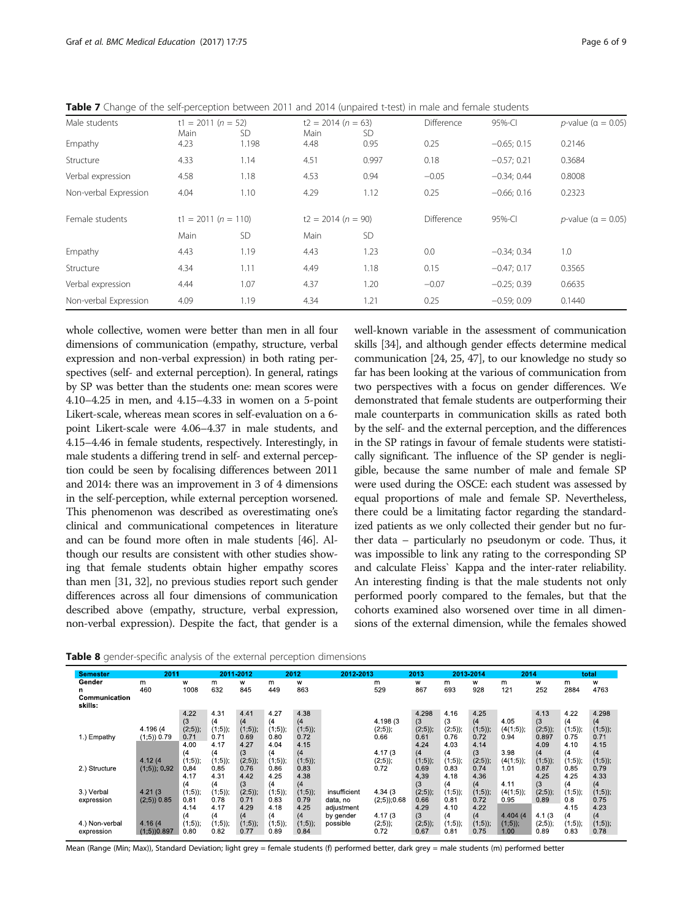**Table 7** Change of the self-perception between 2011 and 2014 (unpaired t-test) in male and female students

| Male students | t1 = 2011 (*n* = 52) | | t2 = 2014 (*n* = 63) | | Difference | 95%-CI | *p*-value (α = 0.05) |
|---|---|---|---|---|---|---|---|
| | Main | SD | Main | SD | | | |
| Empathy | 4.23 | 1.198 | 4.48 | 0.95 | 0.25 | −0.65; 0.15 | 0.2146 |
| Structure | 4.33 | 1.14 | 4.51 | 0.997 | 0.18 | −0.57; 0.21 | 0.3684 |
| Verbal expression | 4.58 | 1.18 | 4.53 | 0.94 | −0.05 | −0.34; 0.44 | 0.8008 |
| Non-verbal Expression | 4.04 | 1.10 | 4.29 | 1.12 | 0.25 | −0.66; 0.16 | 0.2323 |
| **Female students** | t1 = 2011 (*n* = 110) | | t2 = 2014 (*n* = 90) | | Difference | 95%-CI | *p*-value (α = 0.05) |
| | Main | SD | Main | SD | | | |
| Empathy | 4.43 | 1.19 | 4.43 | 1.23 | 0.0 | −0.34; 0.34 | 1.0 |
| Structure | 4.34 | 1.11 | 4.49 | 1.18 | 0.15 | −0.47; 0.17 | 0.3565 |
| Verbal expression | 4.44 | 1.07 | 4.37 | 1.20 | −0.07 | −0.25; 0.39 | 0.6635 |
| Non-verbal Expression | 4.09 | 1.19 | 4.34 | 1.21 | 0.25 | −0.59; 0.09 | 0.1440 |

whole collective, women were better than men in all four dimensions of communication (empathy, structure, verbal expression and non-verbal expression) in both rating perspectives (self- and external perception). In general, ratings by SP was better than the students one: mean scores were 4.10–4.25 in men, and 4.15–4.33 in women on a 5-point Likert-scale, whereas mean scores in self-evaluation on a 6-point Likert-scale were 4.06–4.37 in male students, and 4.15–4.46 in female students, respectively. Interestingly, in male students a differing trend in self- and external perception could be seen by focalising differences between 2011 and 2014: there was an improvement in 3 of 4 dimensions in the self-perception, while external perception worsened. This phenomenon was described as overestimating one's clinical and communicational competences in literature and can be found more often in male students [46]. Although our results are consistent with other studies showing that female students obtain higher empathy scores than men [31, 32], no previous studies report such gender differences across all four dimensions of communication described above (empathy, structure, verbal expression, non-verbal expression). Despite the fact, that gender is a well-known variable in the assessment of communication skills [34], and although gender effects determine medical communication [24, 25, 47], to our knowledge no study so far has been looking at the various of communication from two perspectives with a focus on gender differences. We demonstrated that female students are outperforming their male counterparts in communication skills as rated both by the self- and the external perception, and the differences in the SP ratings in favour of female students were statistically significant. The influence of the SP gender is negligible, because the same number of male and female SP were used during the OSCE: each student was assessed by equal proportions of male and female SP. Nevertheless, there could be a limitating factor regarding the standardized patients as we only collected their gender but no further data – particularly no pseudonym or code. Thus, it was impossible to link any rating to the corresponding SP and calculate Fleiss` Kappa and the inter-rater reliability. An interesting finding is that the male students not only performed poorly compared to the females, but that the cohorts examined also worsened over time in all dimensions of the external dimension, while the females showed

**Table 8** gender-specific analysis of the external perception dimensions

| Semester | 2011 | | 2011-2012 | | 2012 | | 2012-2013 | | 2013 | 2013-2014 | | 2014 | | total | |
|---|---|---|---|---|---|---|---|---|---|---|---|---|---|---|---|
| Gender | m | w | m | w | m | w | | m | w | m | w | m | w | m | w |
| n | 460 | 1008 | 632 | 845 | 449 | 863 | | 529 | 867 | 693 | 928 | 121 | 252 | 2884 | 4763 |
| Communication skills: | | | | | | | | | | | | | | | |
| 1.) Empathy | 4.196 (4 (1;5)) 0.79 | 4.22 (3 (2;5)); 0.71 | 4.31 (4 (1;5)); 0.71 | 4.41 (4 (1;5)); 0.69 | 4.27 (4 (1;5)); 0.80 | 4.38 (4 (1;5)); 0.72 | | 4.198 (3 (2;5)); 0.66 | 4.298 (3 (2;5)); 0.61 | 4.16 (3 (2;5)); 0.76 | 4.25 (4 (1;5)); 0.72 | 4.05 (4(1;5)); 0.94 | 4.13 (3 (2;5)); 0.897 | 4.22 (4 (1;5)); 0.75 | 4.298 (4 (1;5)); 0.71 |
| 2.) Structure | 4.12 (4 (1;5)); 0.92 | 4.00 (4 (1;5)); 0.84 | 4.17 (4 (1;5)); 0.85 | 4.27 (3 (2;5)); 0.76 | 4.04 (4 (1;5)); 0.86 | 4.15 (4 (1;5)); 0.83 | | 4.17 (3 (2;5)); 0.72 | 4.24 (4 (1;5)); 0.69 | 4.03 (4 (1;5)); 0.83 | 4.14 (3 (2;5)); 0.74 | 3.98 (4(1;5)); 1.01 | 4.09 (4 (1;5)); 0.87 | 4.10 (4 (1;5)); 0.85 | 4.15 (4 (1;5)); 0.79 |
| 3.) Verbal expression | 4.21 (3 (2;5)) 0.85 | 4.17 (4 (1;5)); 0.81 | 4.31 (4 (1;5)); 0.78 | 4.42 (3 (2;5)); 0.71 | 4.25 (4 (1;5)); 0.83 | 4.38 (4 (1;5)); 0.79 | insufficient data, no adjustment by gender possible | 4.34 (3 (2;5));0.68 | 4,39 (3 (2;5)); 0.66 | 4.18 (4 (1;5)); 0.81 | 4.36 (4 (1;5)); 0.72 | 4.11 (4(1;5)); 0.95 | 4.25 (3 (2;5)); 0.89 | 4.25 (4 (1;5)); 0.8 | 4.33 (4 (1;5)); 0.75 |
| 4.) Non-verbal expression | 4.16 (4 (1;5))0.897 | 4.14 (4 (1;5)); 0.80 | 4.17 (4 (1;5)); 0.82 | 4.29 (4 (1;5)); 0.77 | 4.18 (4 (1;5)); 0.89 | 4.25 (4 (1;5)); 0.84 | | 4.17 (3 (2;5)); 0.72 | 4.29 (3 (2;5)); 0.67 | 4.10 (4 (1;5)); 0.81 | 4.22 (4 (1;5)); 0.75 | 4.404 (4 (1;5)); 1.00 | 4.1 (3 (2;5)); 0.89 | 4.15 (4 (1;5)); 0.83 | 4.23 (4 (1;5)); 0.78 |

Mean (Range (Min; Max)), Standard Deviation; light grey = female students (f) performed better, dark grey = male students (m) performed better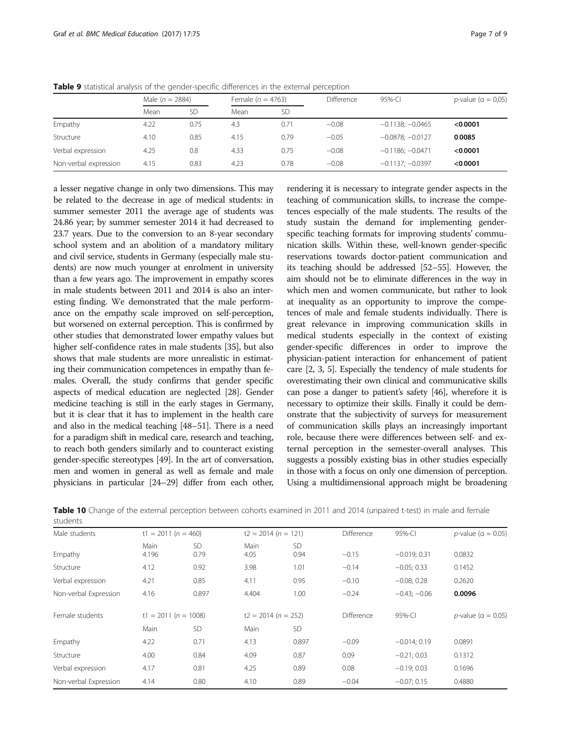**Table 9** statistical analysis of the gender-specific differences in the external perception

| | Male ($n$ = 2884) | | Female ($n$ = 4763) | | Difference | 95%-CI | $p$-value (α = 0,05) |
|---|---|---|---|---|---|---|---|
| | Mean | SD | Mean | SD | | | |
| Empathy | 4.22 | 0.75 | 4.3 | 0.71 | −0.08 | −0.1138; −0.0465 | **<0.0001** |
| Structure | 4.10 | 0.85 | 4.15 | 0.79 | −0.05 | −0.0878; −0.0127 | **0.0085** |
| Verbal expression | 4.25 | 0.8 | 4.33 | 0.75 | −0.08 | −0.1186; −0.0471 | **<0.0001** |
| Non-verbal expression | 4.15 | 0.83 | 4.23 | 0.78 | −0.08 | −0.1137; −0.0397 | **<0.0001** |

a lesser negative change in only two dimensions. This may be related to the decrease in age of medical students: in summer semester 2011 the average age of students was 24.86 year; by summer semester 2014 it had decreased to 23.7 years. Due to the conversion to an 8-year secondary school system and an abolition of a mandatory military and civil service, students in Germany (especially male students) are now much younger at enrolment in university than a few years ago. The improvement in empathy scores in male students between 2011 and 2014 is also an interesting finding. We demonstrated that the male performance on the empathy scale improved on self-perception, but worsened on external perception. This is confirmed by other studies that demonstrated lower empathy values but higher self-confidence rates in male students [35], but also shows that male students are more unrealistic in estimating their communication competences in empathy than females. Overall, the study confirms that gender specific aspects of medical education are neglected [28]. Gender medicine teaching is still in the early stages in Germany, but it is clear that it has to implement in the health care and also in the medical teaching [48–51]. There is a need for a paradigm shift in medical care, research and teaching, to reach both genders similarly and to counteract existing gender-specific stereotypes [49]. In the art of conversation, men and women in general as well as female and male physicians in particular [24–29] differ from each other, rendering it is necessary to integrate gender aspects in the teaching of communication skills, to increase the competences especially of the male students. The results of the study sustain the demand for implementing gender-specific teaching formats for improving students' communication skills. Within these, well-known gender-specific reservations towards doctor-patient communication and its teaching should be addressed [52–55]. However, the aim should not be to eliminate differences in the way in which men and women communicate, but rather to look at inequality as an opportunity to improve the competences of male and female students individually. There is great relevance in improving communication skills in medical students especially in the context of existing gender-specific differences in order to improve the physician-patient interaction for enhancement of patient care [2, 3, 5]. Especially the tendency of male students for overestimating their own clinical and communicative skills can pose a danger to patient's safety [46], wherefore it is necessary to optimize their skills. Finally it could be demonstrate that the subjectivity of surveys for measurement of communication skills plays an increasingly important role, because there were differences between self- and external perception in the semester-overall analyses. This suggests a possibly existing bias in other studies especially in those with a focus on only one dimension of perception. Using a multidimensional approach might be broadening

**Table 10** Change of the external perception between cohorts examined in 2011 and 2014 (unpaired t-test) in male and female students

| Male students | t1 = 2011 ($n$ = 460) | | t2 = 2014 ($n$ = 121) | | Difference | 95%-CI | $p$-value (α = 0.05) |
|---|---|---|---|---|---|---|---|
| | Main | SD | Main | SD | | | |
| Empathy | 4.196 | 0.79 | 4.05 | 0.94 | −0.15 | −0.019; 0.31 | 0.0832 |
| Structure | 4.12 | 0.92 | 3.98 | 1.01 | −0.14 | −0.05; 0.33 | 0.1452 |
| Verbal expression | 4.21 | 0.85 | 4.11 | 0.95 | −0.10 | −0.08; 0.28 | 0.2620 |
| Non-verbal Expression | 4.16 | 0.897 | 4.404 | 1.00 | −0.24 | −0.43; −0.06 | **0.0096** |
| Female students | t1 = 2011 ($n$ = 1008) | | t2 = 2014 ($n$ = 252) | | Difference | 95%-CI | $p$-value (α = 0.05) |
| | Main | SD | Main | SD | | | |
| Empathy | 4.22 | 0.71 | 4.13 | 0.897 | −0.09 | −0.014; 0.19 | 0.0891 |
| Structure | 4.00 | 0.84 | 4.09 | 0.87 | 0.09 | −0.21; 0.03 | 0.1312 |
| Verbal expression | 4.17 | 0.81 | 4.25 | 0.89 | 0.08 | −0.19; 0.03 | 0.1696 |
| Non-verbal Expression | 4.14 | 0.80 | 4.10 | 0.89 | −0.04 | −0.07; 0.15 | 0.4880 |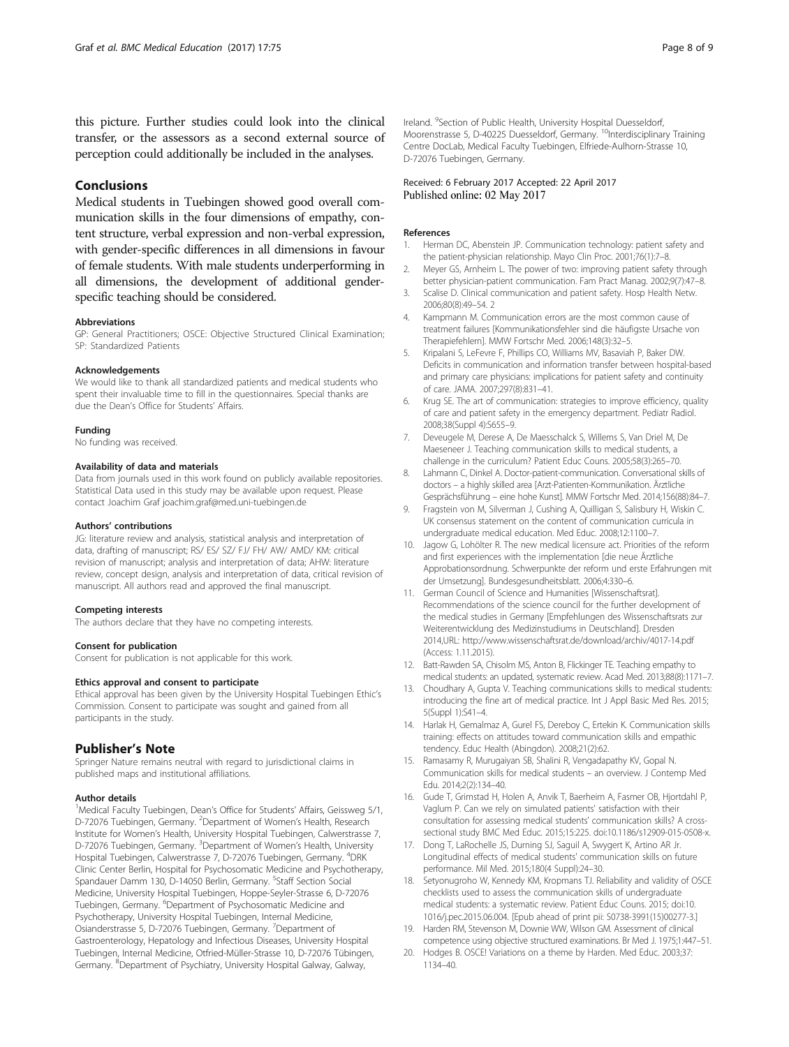this picture. Further studies could look into the clinical transfer, or the assessors as a second external source of perception could additionally be included in the analyses.

## Conclusions

Medical students in Tuebingen showed good overall communication skills in the four dimensions of empathy, content structure, verbal expression and non-verbal expression, with gender-specific differences in all dimensions in favour of female students. With male students underperforming in all dimensions, the development of additional gender-specific teaching should be considered.

#### Abbreviations

GP: General Practitioners; OSCE: Objective Structured Clinical Examination; SP: Standardized Patients

#### Acknowledgements

We would like to thank all standardized patients and medical students who spent their invaluable time to fill in the questionnaires. Special thanks are due the Dean's Office for Students' Affairs.

#### Funding

No funding was received.

#### Availability of data and materials

Data from journals used in this work found on publicly available repositories. Statistical Data used in this study may be available upon request. Please contact Joachim Graf joachim.graf@med.uni-tuebingen.de

#### Authors' contributions

JG: literature review and analysis, statistical analysis and interpretation of data, drafting of manuscript; RS/ ES/ SZ/ FJ/ FH/ AW/ AMD/ KM: critical revision of manuscript; analysis and interpretation of data; AHW: literature review, concept design, analysis and interpretation of data, critical revision of manuscript. All authors read and approved the final manuscript.

#### Competing interests

The authors declare that they have no competing interests.

#### Consent for publication

Consent for publication is not applicable for this work.

#### Ethics approval and consent to participate

Ethical approval has been given by the University Hospital Tuebingen Ethic's Commission. Consent to participate was sought and gained from all participants in the study.

## Publisher's Note

Springer Nature remains neutral with regard to jurisdictional claims in published maps and institutional affiliations.

#### Author details

[1]Medical Faculty Tuebingen, Dean's Office for Students' Affairs, Geissweg 5/1, D-72076 Tuebingen, Germany. [2]Department of Women's Health, Research Institute for Women's Health, University Hospital Tuebingen, Calwerstrasse 7, D-72076 Tuebingen, Germany. [3]Department of Women's Health, University Hospital Tuebingen, Calwerstrasse 7, D-72076 Tuebingen, Germany. [4]DRK Clinic Center Berlin, Hospital for Psychosomatic Medicine and Psychotherapy, Spandauer Damm 130, D-14050 Berlin, Germany. [5]Staff Section Social Medicine, University Hospital Tuebingen, Hoppe-Seyler-Strasse 6, D-72076 Tuebingen, Germany. [6]Department of Psychosomatic Medicine and Psychotherapy, University Hospital Tuebingen, Internal Medicine, Osianderstrasse 5, D-72076 Tuebingen, Germany. [7]Department of Gastroenterology, Hepatology and Infectious Diseases, University Hospital Tuebingen, Internal Medicine, Otfried-Müller-Strasse 10, D-72076 Tübingen, Germany. [8]Department of Psychiatry, University Hospital Galway, Galway, Ireland. [9]Section of Public Health, University Hospital Duesseldorf, Moorenstrasse 5, D-40225 Duesseldorf, Germany. [10]Interdisciplinary Training Centre DocLab, Medical Faculty Tuebingen, Elfriede-Aulhorn-Strasse 10, D-72076 Tuebingen, Germany.

Received: 6 February 2017 Accepted: 22 April 2017
Published online: 02 May 2017

#### References

1. Herman DC, Abenstein JP. Communication technology: patient safety and the patient-physician relationship. Mayo Clin Proc. 2001;76(1):7–8.
2. Meyer GS, Arnheim L. The power of two: improving patient safety through better physician-patient communication. Fam Pract Manag. 2002;9(7):47–8.
3. Scalise D. Clinical communication and patient safety. Hosp Health Netw. 2006;80(8):49–54. 2
4. Kampmann M. Communication errors are the most common cause of treatment failures [Kommunikationsfehler sind die häufigste Ursache von Therapiefehlern]. MMW Fortschr Med. 2006;148(3):32–5.
5. Kripalani S, LeFevre F, Phillips CO, Williams MV, Basaviah P, Baker DW. Deficits in communication and information transfer between hospital-based and primary care physicians: implications for patient safety and continuity of care. JAMA. 2007;297(8):831–41.
6. Krug SE. The art of communication: strategies to improve efficiency, quality of care and patient safety in the emergency department. Pediatr Radiol. 2008;38(Suppl 4):S655–9.
7. Deveugele M, Derese A, De Maesschalck S, Willems S, Van Driel M, De Maeseneer J. Teaching communication skills to medical students, a challenge in the curriculum? Patient Educ Couns. 2005;58(3):265–70.
8. Lahmann C, Dinkel A. Doctor-patient-communication. Conversational skills of doctors – a highly skilled area [Arzt-Patienten-Kommunikation. Ärztliche Gesprächsführung – eine hohe Kunst]. MMW Fortschr Med. 2014;156(88):84–7.
9. Fragstein von M, Silverman J, Cushing A, Quilligan S, Salisbury H, Wiskin C. UK consensus statement on the content of communication curricula in undergraduate medical education. Med Educ. 2008;12:1100–7.
10. Jagow G, Lohölter R. The new medical licensure act. Priorities of the reform and first experiences with the implementation [die neue Ärztliche Approbationsordnung. Schwerpunkte der reform und erste Erfahrungen mit der Umsetzung]. Bundesgesundheitsblatt. 2006;4:330–6.
11. German Council of Science and Humanities [Wissenschaftsrat]. Recommendations of the science council for the further development of the medical studies in Germany [Empfehlungen des Wissenschaftsrats zur Weiterentwicklung des Medizinstudiums in Deutschland]. Dresden 2014,URL: http://www.wissenschaftsrat.de/download/archiv/4017-14.pdf (Access: 1.11.2015).
12. Batt-Rawden SA, Chisolm MS, Anton B, Flickinger TE. Teaching empathy to medical students: an updated, systematic review. Acad Med. 2013;88(8):1171–7.
13. Choudhary A, Gupta V. Teaching communications skills to medical students: introducing the fine art of medical practice. Int J Appl Basic Med Res. 2015; 5(Suppl 1):S41–4.
14. Harlak H, Gemalmaz A, Gurel FS, Dereboy C, Ertekin K. Communication skills training: effects on attitudes toward communication skills and empathic tendency. Educ Health (Abingdon). 2008;21(2):62.
15. Ramasamy R, Murugaiyan SB, Shalini R, Vengadapathy KV, Gopal N. Communication skills for medical students – an overview. J Contemp Med Edu. 2014;2(2):134–40.
16. Gude T, Grimstad H, Holen A, Anvik T, Baerheim A, Fasmer OB, Hjortdahl P, Vaglum P. Can we rely on simulated patients' satisfaction with their consultation for assessing medical students' communication skills? A cross-sectional study BMC Med Educ. 2015;15:225. doi:10.1186/s12909-015-0508-x.
17. Dong T, LaRochelle JS, Durning SJ, Saguil A, Swygert K, Artino AR Jr. Longitudinal effects of medical students' communication skills on future performance. Mil Med. 2015;180(4 Suppl):24–30.
18. Setyonugroho W, Kennedy KM, Kropmans TJ. Reliability and validity of OSCE checklists used to assess the communication skills of undergraduate medical students: a systematic review. Patient Educ Couns. 2015; doi:10.1016/j.pec.2015.06.004. [Epub ahead of print pii: S0738-3991(15)00277-3.]
19. Harden RM, Stevenson M, Downie WW, Wilson GM. Assessment of clinical competence using objective structured examinations. Br Med J. 1975;1:447–51.
20. Hodges B. OSCE! Variations on a theme by Harden. Med Educ. 2003;37: 1134–40.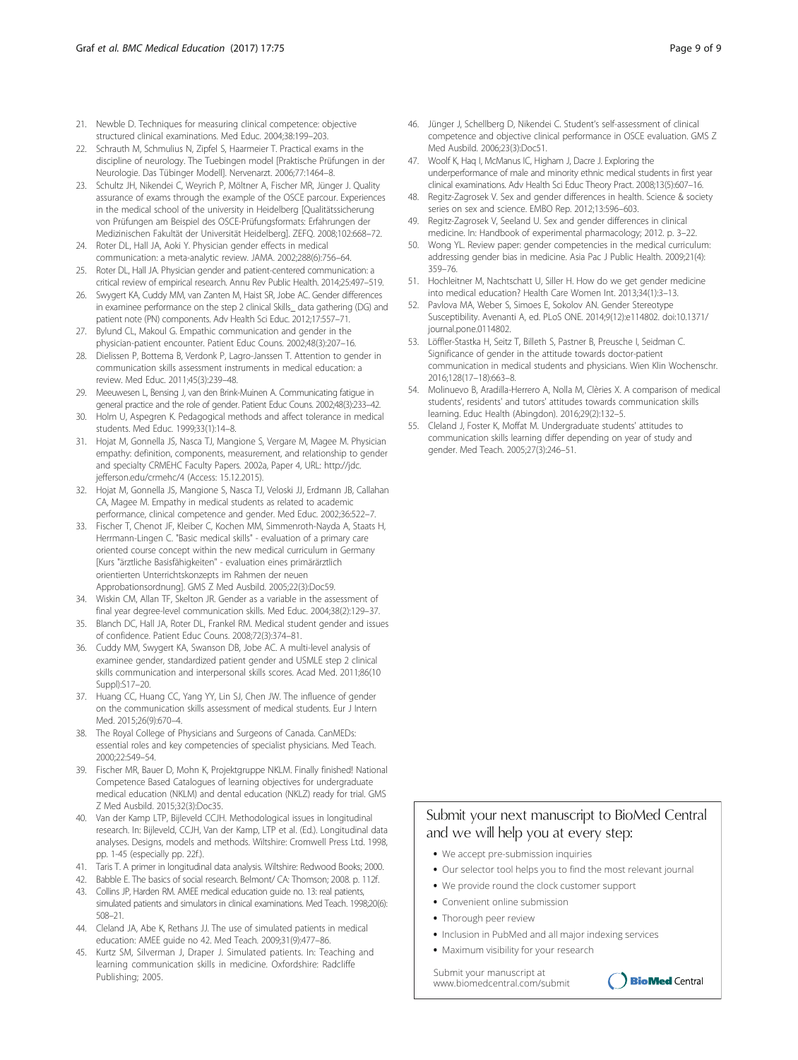21. Newble D. Techniques for measuring clinical competence: objective structured clinical examinations. Med Educ. 2004;38:199–203.
22. Schrauth M, Schmulius N, Zipfel S, Haarmeier T. Practical exams in the discipline of neurology. The Tuebingen model [Praktische Prüfungen in der Neurologie. Das Tübinger Modell]. Nervenarzt. 2006;77:1464–8.
23. Schultz JH, Nikendei C, Weyrich P, Möltner A, Fischer MR, Jünger J. Quality assurance of exams through the example of the OSCE parcour. Experiences in the medical school of the university in Heidelberg [Qualitätssicherung von Prüfungen am Beispiel des OSCE-Prüfungsformats: Erfahrungen der Medizinischen Fakultät der Universität Heidelberg]. ZEFQ. 2008;102:668–72.
24. Roter DL, Hall JA, Aoki Y. Physician gender effects in medical communication: a meta-analytic review. JAMA. 2002;288(6):756–64.
25. Roter DL, Hall JA. Physician gender and patient-centered communication: a critical review of empirical research. Annu Rev Public Health. 2014;25:497–519.
26. Swygert KA, Cuddy MM, van Zanten M, Haist SR, Jobe AC. Gender differences in examinee performance on the step 2 clinical Skills_ data gathering (DG) and patient note (PN) components. Adv Health Sci Educ. 2012;17:557–71.
27. Bylund CL, Makoul G. Empathic communication and gender in the physician-patient encounter. Patient Educ Couns. 2002;48(3):207–16.
28. Dielissen P, Bottema B, Verdonk P, Lagro-Janssen T. Attention to gender in communication skills assessment instruments in medical education: a review. Med Educ. 2011;45(3):239–48.
29. Meeuwesen L, Bensing J, van den Brink-Muinen A. Communicating fatigue in general practice and the role of gender. Patient Educ Couns. 2002;48(3):233–42.
30. Holm U, Aspegren K. Pedagogical methods and affect tolerance in medical students. Med Educ. 1999;33(1):14–8.
31. Hojat M, Gonnella JS, Nasca TJ, Mangione S, Vergare M, Magee M. Physician empathy: definition, components, measurement, and relationship to gender and specialty CRMEHC Faculty Papers. 2002a, Paper 4, URL: http://jdc.jefferson.edu/crmehc/4 (Access: 15.12.2015).
32. Hojat M, Gonnella JS, Mangione S, Nasca TJ, Veloski JJ, Erdmann JB, Callahan CA, Magee M. Empathy in medical students as related to academic performance, clinical competence and gender. Med Educ. 2002;36:522–7.
33. Fischer T, Chenot JF, Kleiber C, Kochen MM, Simmenroth-Nayda A, Staats H, Herrmann-Lingen C. "Basic medical skills" - evaluation of a primary care oriented course concept within the new medical curriculum in Germany [Kurs "ärztliche Basisfähigkeiten" - evaluation eines primärärztlich orientierten Unterrichtskonzepts im Rahmen der neuen Approbationsordnung]. GMS Z Med Ausbild. 2005;22(3):Doc59.
34. Wiskin CM, Allan TF, Skelton JR. Gender as a variable in the assessment of final year degree-level communication skills. Med Educ. 2004;38(2):129–37.
35. Blanch DC, Hall JA, Roter DL, Frankel RM. Medical student gender and issues of confidence. Patient Educ Couns. 2008;72(3):374–81.
36. Cuddy MM, Swygert KA, Swanson DB, Jobe AC. A multi-level analysis of examinee gender, standardized patient gender and USMLE step 2 clinical skills communication and interpersonal skills scores. Acad Med. 2011;86(10 Suppl):S17–20.
37. Huang CC, Huang CC, Yang YY, Lin SJ, Chen JW. The influence of gender on the communication skills assessment of medical students. Eur J Intern Med. 2015;26(9):670–4.
38. The Royal College of Physicians and Surgeons of Canada. CanMEDs: essential roles and key competencies of specialist physicians. Med Teach. 2000;22:549–54.
39. Fischer MR, Bauer D, Mohn K, Projektgruppe NKLM. Finally finished! National Competence Based Catalogues of learning objectives for undergraduate medical education (NKLM) and dental education (NKLZ) ready for trial. GMS Z Med Ausbild. 2015;32(3):Doc35.
40. Van der Kamp LTP, Bijleveld CCJH. Methodological issues in longitudinal research. In: Bijleveld, CCJH, Van der Kamp, LTP et al. (Ed.). Longitudinal data analyses. Designs, models and methods. Wiltshire: Cromwell Press Ltd. 1998, pp. 1-45 (especially pp. 22f.).
41. Taris T. A primer in longitudinal data analysis. Wiltshire: Redwood Books; 2000.
42. Babble E. The basics of social research. Belmont/ CA: Thomson; 2008. p. 112f.
43. Collins JP, Harden RM. AMEE medical education guide no. 13: real patients, simulated patients and simulators in clinical examinations. Med Teach. 1998;20(6):508–21.
44. Cleland JA, Abe K, Rethans JJ. The use of simulated patients in medical education: AMEE guide no 42. Med Teach. 2009;31(9):477–86.
45. Kurtz SM, Silverman J, Draper J. Simulated patients. In: Teaching and learning communication skills in medicine. Oxfordshire: Radcliffe Publishing; 2005.
46. Jünger J, Schellberg D, Nikendei C. Student's self-assessment of clinical competence and objective clinical performance in OSCE evaluation. GMS Z Med Ausbild. 2006;23(3):Doc51.
47. Woolf K, Haq I, McManus IC, Higham J, Dacre J. Exploring the underperformance of male and minority ethnic medical students in first year clinical examinations. Adv Health Sci Educ Theory Pract. 2008;13(5):607–16.
48. Regitz-Zagrosek V. Sex and gender differences in health. Science & society series on sex and science. EMBO Rep. 2012;13:596–603.
49. Regitz-Zagrosek V, Seeland U. Sex and gender differences in clinical medicine. In: Handbook of experimental pharmacology; 2012. p. 3–22.
50. Wong YL. Review paper: gender competencies in the medical curriculum: addressing gender bias in medicine. Asia Pac J Public Health. 2009;21(4):359–76.
51. Hochleitner M, Nachtschatt U, Siller H. How do we get gender medicine into medical education? Health Care Women Int. 2013;34(1):3–13.
52. Pavlova MA, Weber S, Simoes E, Sokolov AN. Gender Stereotype Susceptibility. Avenanti A, ed. PLoS ONE. 2014;9(12):e114802. doi:10.1371/journal.pone.0114802.
53. Löffler-Stastka H, Seitz T, Billeth S, Pastner B, Preusche I, Seidman C. Significance of gender in the attitude towards doctor-patient communication in medical students and physicians. Wien Klin Wochenschr. 2016;128(17–18):663–8.
54. Molinuevo B, Aradilla-Herrero A, Nolla M, Clèries X. A comparison of medical students', residents' and tutors' attitudes towards communication skills learning. Educ Health (Abingdon). 2016;29(2):132–5.
55. Cleland J, Foster K, Moffat M. Undergraduate students' attitudes to communication skills learning differ depending on year of study and gender. Med Teach. 2005;27(3):246–51.

Submit your next manuscript to BioMed Central and we will help you at every step:

- We accept pre-submission inquiries
- Our selector tool helps you to find the most relevant journal
- We provide round the clock customer support
- Convenient online submission
- Thorough peer review
- Inclusion in PubMed and all major indexing services
- Maximum visibility for your research

Submit your manuscript at
www.biomedcentral.com/submit

BioMed Central